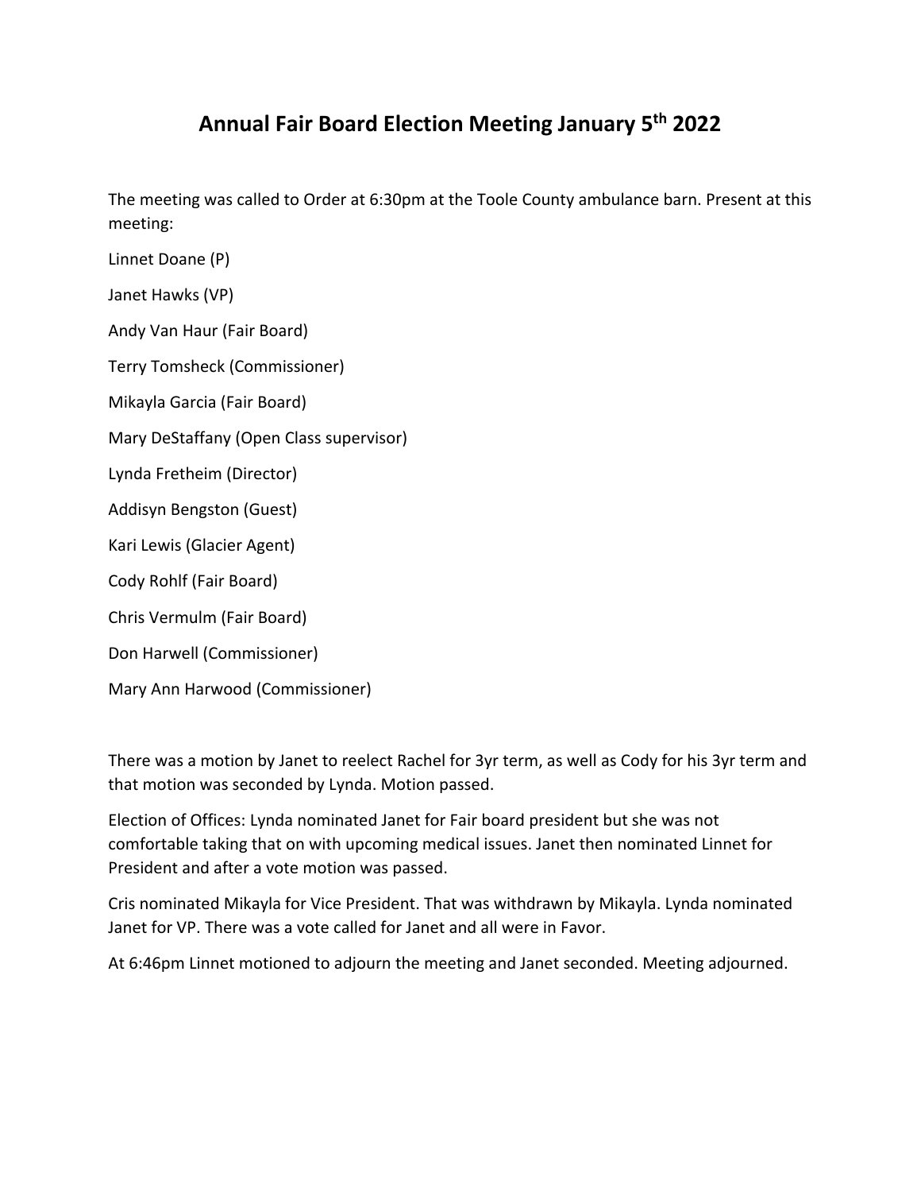# Annual Fair Board Election Meeting January 5th 2022

The meeting was called to Order at 6:30pm at the Toole County ambulance barn. Present at this meeting:

Linnet Doane (P)

Janet Hawks (VP)

Andy Van Haur (Fair Board)

Terry Tomsheck (Commissioner)

Mikayla Garcia (Fair Board)

Mary DeStaffany (Open Class supervisor)

Lynda Fretheim (Director)

Addisyn Bengston (Guest)

Kari Lewis (Glacier Agent)

Cody Rohlf (Fair Board)

Chris Vermulm (Fair Board)

Don Harwell (Commissioner)

Mary Ann Harwood (Commissioner)

There was a motion by Janet to reelect Rachel for 3yr term, as well as Cody for his 3yr term and that motion was seconded by Lynda. Motion passed.

Election of Offices: Lynda nominated Janet for Fair board president but she was not comfortable taking that on with upcoming medical issues. Janet then nominated Linnet for President and after a vote motion was passed.

Cris nominated Mikayla for Vice President. That was withdrawn by Mikayla. Lynda nominated Janet for VP. There was a vote called for Janet and all were in Favor.

At 6:46pm Linnet motioned to adjourn the meeting and Janet seconded. Meeting adjourned.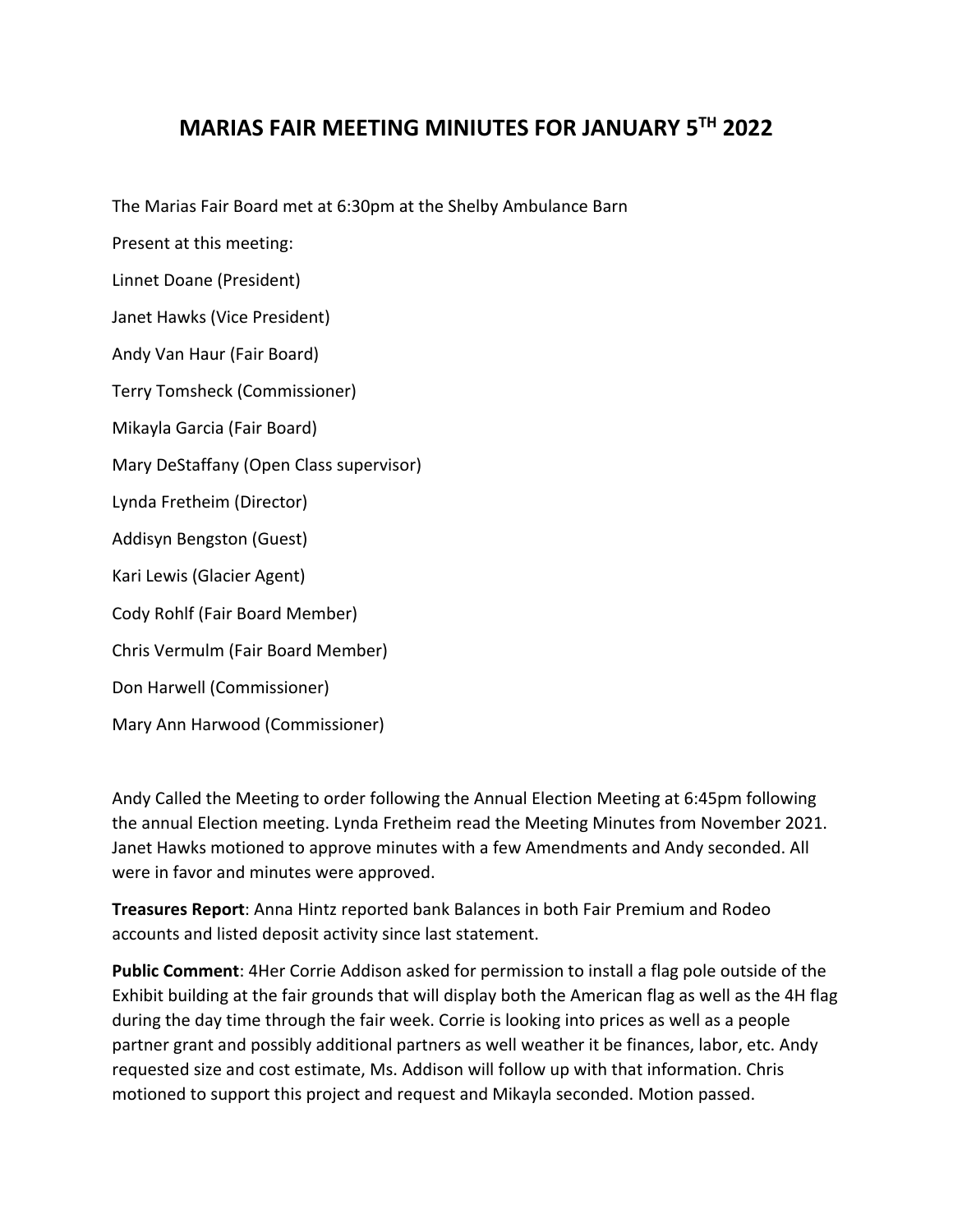# MARIAS FAIR MEETING MINIUTES FOR JANUARY 5TH 2022

The Marias Fair Board met at 6:30pm at the Shelby Ambulance Barn

Present at this meeting:

Linnet Doane (President)

Janet Hawks (Vice President)

Andy Van Haur (Fair Board)

Terry Tomsheck (Commissioner)

Mikayla Garcia (Fair Board)

Mary DeStaffany (Open Class supervisor)

Lynda Fretheim (Director)

Addisyn Bengston (Guest)

Kari Lewis (Glacier Agent)

Cody Rohlf (Fair Board Member)

Chris Vermulm (Fair Board Member)

Don Harwell (Commissioner)

Mary Ann Harwood (Commissioner)

Andy Called the Meeting to order following the Annual Election Meeting at 6:45pm following the annual Election meeting. Lynda Fretheim read the Meeting Minutes from November 2021. Janet Hawks motioned to approve minutes with a few Amendments and Andy seconded. All were in favor and minutes were approved.

**Treasures Report**: Anna Hintz reported bank Balances in both Fair Premium and Rodeo accounts and listed deposit activity since last statement.

**Public Comment**: 4Her Corrie Addison asked for permission to install a flag pole outside of the Exhibit building at the fair grounds that will display both the American flag as well as the 4H flag during the day time through the fair week. Corrie is looking into prices as well as a people partner grant and possibly additional partners as well weather it be finances, labor, etc. Andy requested size and cost estimate, Ms. Addison will follow up with that information. Chris motioned to support this project and request and Mikayla seconded. Motion passed.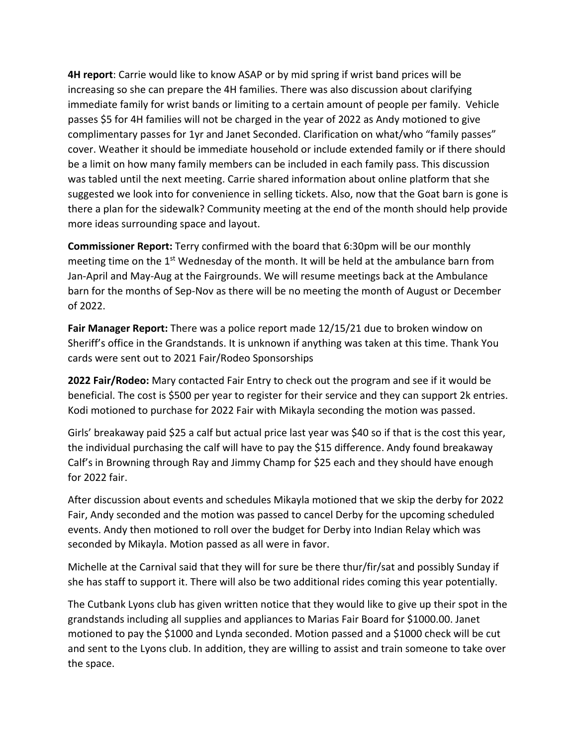**4H report**: Carrie would like to know ASAP or by mid spring if wrist band prices will be increasing so she can prepare the 4H families. There was also discussion about clarifying immediate family for wrist bands or limiting to a certain amount of people per family. Vehicle passes $5 for 4H families will not be charged in the year of 2022 as Andy motioned to give complimentary passes for 1yr and Janet Seconded. Clarification on what/who "family passes" cover. Weather it should be immediate household or include extended family or if there should be a limit on how many family members can be included in each family pass. This discussion was tabled until the next meeting. Carrie shared information about online platform that she suggested we look into for convenience in selling tickets. Also, now that the Goat barn is gone is there a plan for the sidewalk? Community meeting at the end of the month should help provide more ideas surrounding space and layout.

**Commissioner Report:** Terry confirmed with the board that 6:30pm will be our monthly meeting time on the 1st Wednesday of the month. It will be held at the ambulance barn from Jan-April and May-Aug at the Fairgrounds. We will resume meetings back at the Ambulance barn for the months of Sep-Nov as there will be no meeting the month of August or December of 2022.

**Fair Manager Report:** There was a police report made 12/15/21 due to broken window on Sheriff's office in the Grandstands. It is unknown if anything was taken at this time. Thank You cards were sent out to 2021 Fair/Rodeo Sponsorships

**2022 Fair/Rodeo:** Mary contacted Fair Entry to check out the program and see if it would be beneficial. The cost is $500 per year to register for their service and they can support 2k entries. Kodi motioned to purchase for 2022 Fair with Mikayla seconding the motion was passed.

Girls' breakaway paid $25 a calf but actual price last year was $40 so if that is the cost this year, the individual purchasing the calf will have to pay the $15 difference. Andy found breakaway Calf's in Browning through Ray and Jimmy Champ for $25 each and they should have enough for 2022 fair.

After discussion about events and schedules Mikayla motioned that we skip the derby for 2022 Fair, Andy seconded and the motion was passed to cancel Derby for the upcoming scheduled events. Andy then motioned to roll over the budget for Derby into Indian Relay which was seconded by Mikayla. Motion passed as all were in favor.

Michelle at the Carnival said that they will for sure be there thur/fir/sat and possibly Sunday if she has staff to support it. There will also be two additional rides coming this year potentially.

The Cutbank Lyons club has given written notice that they would like to give up their spot in the grandstands including all supplies and appliances to Marias Fair Board for $1000.00. Janet motioned to pay the $1000 and Lynda seconded. Motion passed and a $1000 check will be cut and sent to the Lyons club. In addition, they are willing to assist and train someone to take over the space.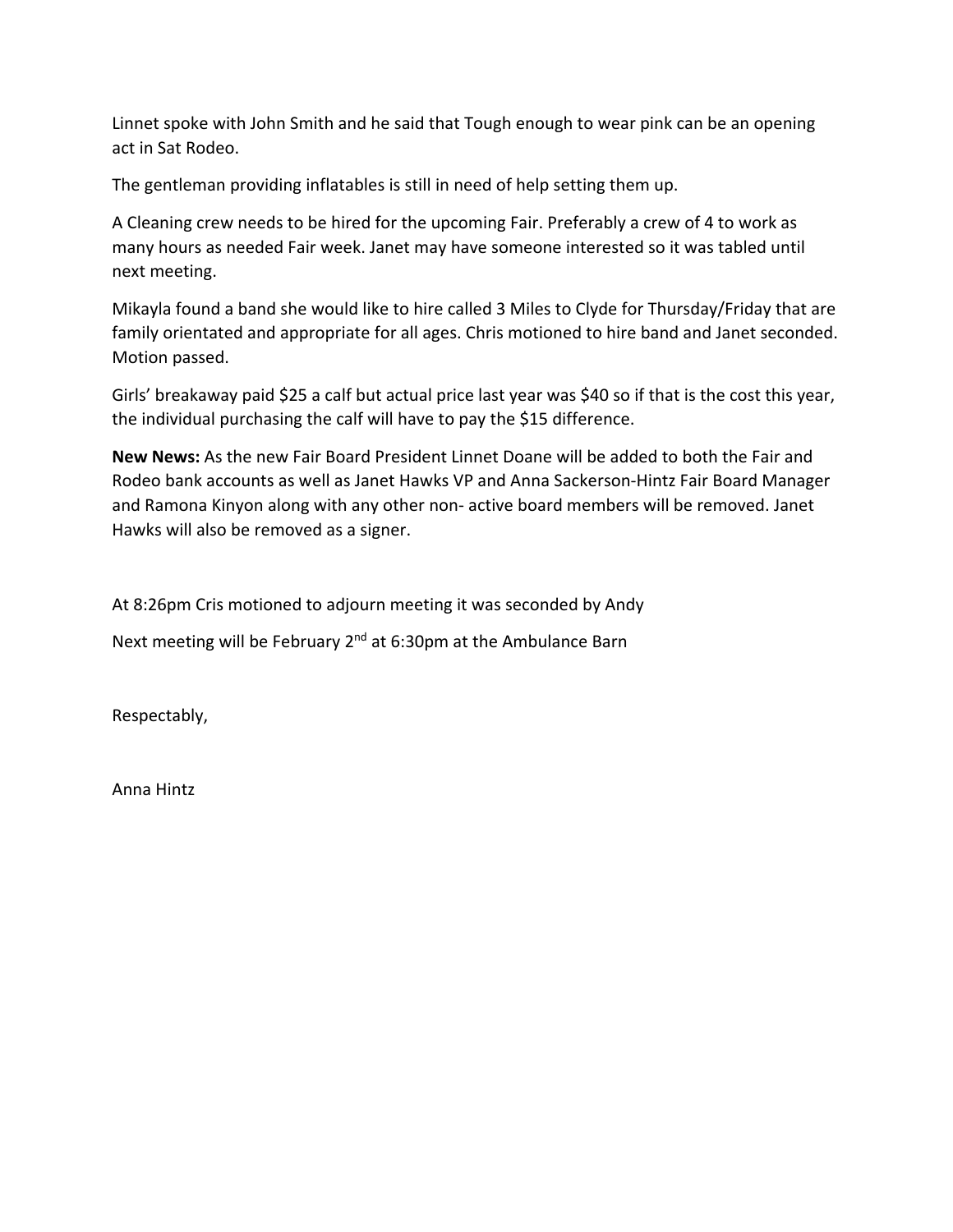Linnet spoke with John Smith and he said that Tough enough to wear pink can be an opening act in Sat Rodeo.

The gentleman providing inflatables is still in need of help setting them up.

A Cleaning crew needs to be hired for the upcoming Fair. Preferably a crew of 4 to work as many hours as needed Fair week. Janet may have someone interested so it was tabled until next meeting.

Mikayla found a band she would like to hire called 3 Miles to Clyde for Thursday/Friday that are family orientated and appropriate for all ages. Chris motioned to hire band and Janet seconded. Motion passed.

Girls' breakaway paid $25 a calf but actual price last year was $40 so if that is the cost this year, the individual purchasing the calf will have to pay the $15 difference.

**New News:** As the new Fair Board President Linnet Doane will be added to both the Fair and Rodeo bank accounts as well as Janet Hawks VP and Anna Sackerson-Hintz Fair Board Manager and Ramona Kinyon along with any other non- active board members will be removed. Janet Hawks will also be removed as a signer.

At 8:26pm Cris motioned to adjourn meeting it was seconded by Andy

Next meeting will be February 2nd at 6:30pm at the Ambulance Barn

Respectably,

Anna Hintz